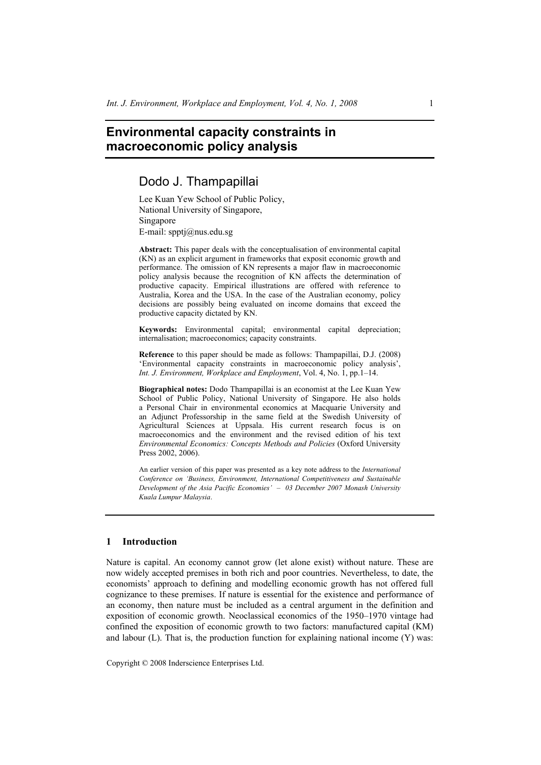# Environmental capacity constraints in macroeconomic policy analysis

## Dodo J. Thampapillai

Lee Kuan Yew School of Public Policy,
National University of Singapore,
Singapore
E-mail: spptj@nus.edu.sg

**Abstract:** This paper deals with the conceptualisation of environmental capital (KN) as an explicit argument in frameworks that exposit economic growth and performance. The omission of KN represents a major flaw in macroeconomic policy analysis because the recognition of KN affects the determination of productive capacity. Empirical illustrations are offered with reference to Australia, Korea and the USA. In the case of the Australian economy, policy decisions are possibly being evaluated on income domains that exceed the productive capacity dictated by KN.

**Keywords:** Environmental capital; environmental capital depreciation; internalisation; macroeconomics; capacity constraints.

**Reference** to this paper should be made as follows: Thampapillai, D.J. (2008) 'Environmental capacity constraints in macroeconomic policy analysis', *Int. J. Environment, Workplace and Employment*, Vol. 4, No. 1, pp.1–14.

**Biographical notes:** Dodo Thampapillai is an economist at the Lee Kuan Yew School of Public Policy, National University of Singapore. He also holds a Personal Chair in environmental economics at Macquarie University and an Adjunct Professorship in the same field at the Swedish University of Agricultural Sciences at Uppsala. His current research focus is on macroeconomics and the environment and the revised edition of his text *Environmental Economics: Concepts Methods and Policies* (Oxford University Press 2002, 2006).

An earlier version of this paper was presented as a key note address to the *International Conference on 'Business, Environment, International Competitiveness and Sustainable Development of the Asia Pacific Economies' – 03 December 2007 Monash University Kuala Lumpur Malaysia*.

## 1 Introduction

Nature is capital. An economy cannot grow (let alone exist) without nature. These are now widely accepted premises in both rich and poor countries. Nevertheless, to date, the economists' approach to defining and modelling economic growth has not offered full cognizance to these premises. If nature is essential for the existence and performance of an economy, then nature must be included as a central argument in the definition and exposition of economic growth. Neoclassical economics of the 1950–1970 vintage had confined the exposition of economic growth to two factors: manufactured capital (KM) and labour (L). That is, the production function for explaining national income (Y) was: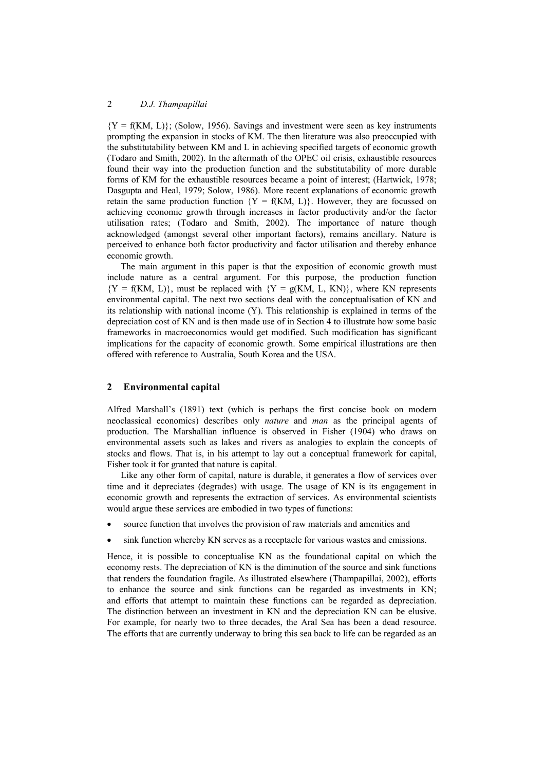$\{Y = f(KM, L)\}$; (Solow, 1956). Savings and investment were seen as key instruments prompting the expansion in stocks of KM. The then literature was also preoccupied with the substitutability between KM and L in achieving specified targets of economic growth (Todaro and Smith, 2002). In the aftermath of the OPEC oil crisis, exhaustible resources found their way into the production function and the substitutability of more durable forms of KM for the exhaustible resources became a point of interest; (Hartwick, 1978; Dasgupta and Heal, 1979; Solow, 1986). More recent explanations of economic growth retain the same production function $\{Y = f(KM, L)\}$. However, they are focussed on achieving economic growth through increases in factor productivity and/or the factor utilisation rates; (Todaro and Smith, 2002). The importance of nature though acknowledged (amongst several other important factors), remains ancillary. Nature is perceived to enhance both factor productivity and factor utilisation and thereby enhance economic growth.

The main argument in this paper is that the exposition of economic growth must include nature as a central argument. For this purpose, the production function $\{Y = f(KM, L)\}$, must be replaced with $\{Y = g(KM, L, KN)\}$, where KN represents environmental capital. The next two sections deal with the conceptualisation of KN and its relationship with national income (Y). This relationship is explained in terms of the depreciation cost of KN and is then made use of in Section 4 to illustrate how some basic frameworks in macroeconomics would get modified. Such modification has significant implications for the capacity of economic growth. Some empirical illustrations are then offered with reference to Australia, South Korea and the USA.

## 2 Environmental capital

Alfred Marshall's (1891) text (which is perhaps the first concise book on modern neoclassical economics) describes only *nature* and *man* as the principal agents of production. The Marshallian influence is observed in Fisher (1904) who draws on environmental assets such as lakes and rivers as analogies to explain the concepts of stocks and flows. That is, in his attempt to lay out a conceptual framework for capital, Fisher took it for granted that nature is capital.

Like any other form of capital, nature is durable, it generates a flow of services over time and it depreciates (degrades) with usage. The usage of KN is its engagement in economic growth and represents the extraction of services. As environmental scientists would argue these services are embodied in two types of functions:

- source function that involves the provision of raw materials and amenities and
- sink function whereby KN serves as a receptacle for various wastes and emissions.

Hence, it is possible to conceptualise KN as the foundational capital on which the economy rests. The depreciation of KN is the diminution of the source and sink functions that renders the foundation fragile. As illustrated elsewhere (Thampapillai, 2002), efforts to enhance the source and sink functions can be regarded as investments in KN; and efforts that attempt to maintain these functions can be regarded as depreciation. The distinction between an investment in KN and the depreciation KN can be elusive. For example, for nearly two to three decades, the Aral Sea has been a dead resource. The efforts that are currently underway to bring this sea back to life can be regarded as an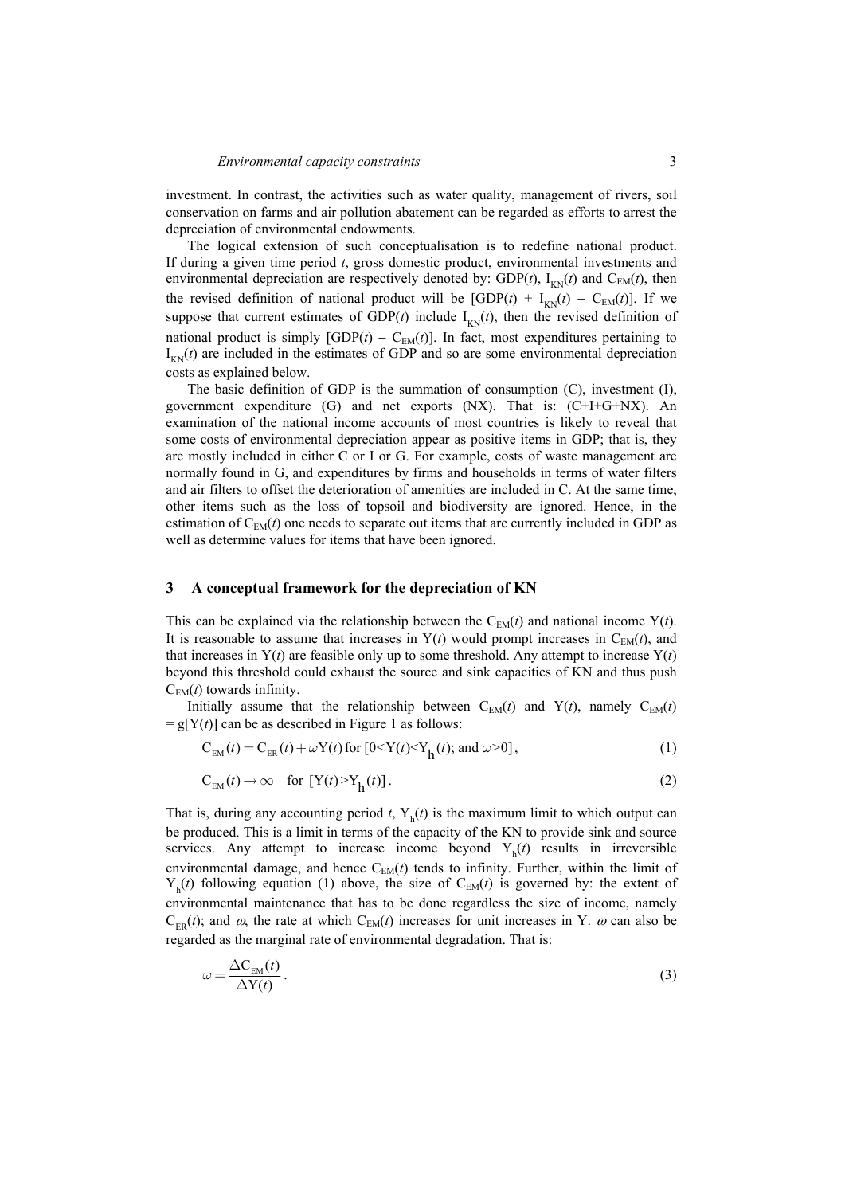investment. In contrast, the activities such as water quality, management of rivers, soil conservation on farms and air pollution abatement can be regarded as efforts to arrest the depreciation of environmental endowments.

The logical extension of such conceptualisation is to redefine national product. If during a given time period $t$, gross domestic product, environmental investments and environmental depreciation are respectively denoted by: GDP($t$), $I_{KN}(t)$ and $C_{EM}(t)$, then the revised definition of national product will be [GDP($t$) + $I_{KN}(t)$ − $C_{EM}(t)$]. If we suppose that current estimates of GDP($t$) include $I_{KN}(t)$, then the revised definition of national product is simply [GDP($t$) − $C_{EM}(t)$]. In fact, most expenditures pertaining to $I_{KN}(t)$ are included in the estimates of GDP and so are some environmental depreciation costs as explained below.

The basic definition of GDP is the summation of consumption (C), investment (I), government expenditure (G) and net exports (NX). That is: (C+I+G+NX). An examination of the national income accounts of most countries is likely to reveal that some costs of environmental depreciation appear as positive items in GDP; that is, they are mostly included in either C or I or G. For example, costs of waste management are normally found in G, and expenditures by firms and households in terms of water filters and air filters to offset the deterioration of amenities are included in C. At the same time, other items such as the loss of topsoil and biodiversity are ignored. Hence, in the estimation of $C_{EM}(t)$ one needs to separate out items that are currently included in GDP as well as determine values for items that have been ignored.

## 3 A conceptual framework for the depreciation of KN

This can be explained via the relationship between the $C_{EM}(t)$ and national income Y($t$). It is reasonable to assume that increases in Y($t$) would prompt increases in $C_{EM}(t)$, and that increases in Y($t$) are feasible only up to some threshold. Any attempt to increase Y($t$) beyond this threshold could exhaust the source and sink capacities of KN and thus push $C_{EM}(t)$ towards infinity.

Initially assume that the relationship between $C_{EM}(t)$ and Y($t$), namely $C_{EM}(t) = g[Y(t)]$ can be as described in Figure 1 as follows:

$$C_{EM}(t) = C_{ER}(t) + \omega Y(t) \text{ for } [0 < Y(t) < Y_h(t); \text{ and } \omega > 0], \tag{1}$$

$$C_{EM}(t) \rightarrow \infty \quad \text{for } [Y(t) > Y_h(t)]. \tag{2}$$

That is, during any accounting period $t$, $Y_h(t)$ is the maximum limit to which output can be produced. This is a limit in terms of the capacity of the KN to provide sink and source services. Any attempt to increase income beyond $Y_h(t)$ results in irreversible environmental damage, and hence $C_{EM}(t)$ tends to infinity. Further, within the limit of $Y_h(t)$ following equation (1) above, the size of $C_{EM}(t)$ is governed by: the extent of environmental maintenance that has to be done regardless the size of income, namely $C_{ER}(t)$; and $\omega$, the rate at which $C_{EM}(t)$ increases for unit increases in Y. $\omega$ can also be regarded as the marginal rate of environmental degradation. That is:

$$\omega = \frac{\Delta C_{EM}(t)}{\Delta Y(t)}. \tag{3}$$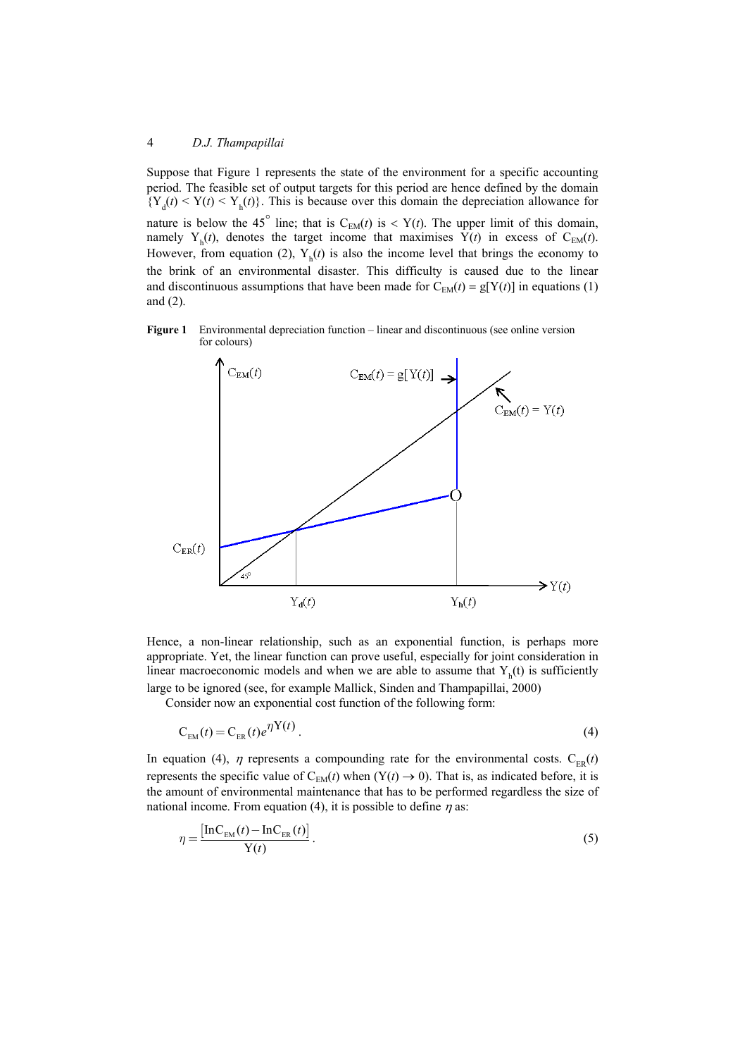Suppose that Figure 1 represents the state of the environment for a specific accounting period. The feasible set of output targets for this period are hence defined by the domain $\{Y_d(t) < Y(t) < Y_h(t)\}$. This is because over this domain the depreciation allowance for nature is below the $45^\circ$ line; that is $C_{EM}(t)$ is $< Y(t)$. The upper limit of this domain, namely $Y_h(t)$, denotes the target income that maximises $Y(t)$ in excess of $C_{EM}(t)$. However, from equation (2), $Y_h(t)$ is also the income level that brings the economy to the brink of an environmental disaster. This difficulty is caused due to the linear and discontinuous assumptions that have been made for $C_{EM}(t) = g[Y(t)]$ in equations (1) and (2).

**Figure 1** Environmental depreciation function – linear and discontinuous (see online version for colours)

Hence, a non-linear relationship, such as an exponential function, is perhaps more appropriate. Yet, the linear function can prove useful, especially for joint consideration in linear macroeconomic models and when we are able to assume that $Y_h(t)$ is sufficiently large to be ignored (see, for example Mallick, Sinden and Thampapillai, 2000)

Consider now an exponential cost function of the following form:

$$C_{EM}(t) = C_{ER}(t)e^{\eta Y(t)}. \tag{4}$$

In equation (4), $\eta$ represents a compounding rate for the environmental costs. $C_{ER}(t)$ represents the specific value of $C_{EM}(t)$ when $(Y(t) \to 0)$. That is, as indicated before, it is the amount of environmental maintenance that has to be performed regardless the size of national income. From equation (4), it is possible to define $\eta$ as:

$$\eta = \frac{\left[\ln C_{EM}(t) - \ln C_{ER}(t)\right]}{Y(t)}. \tag{5}$$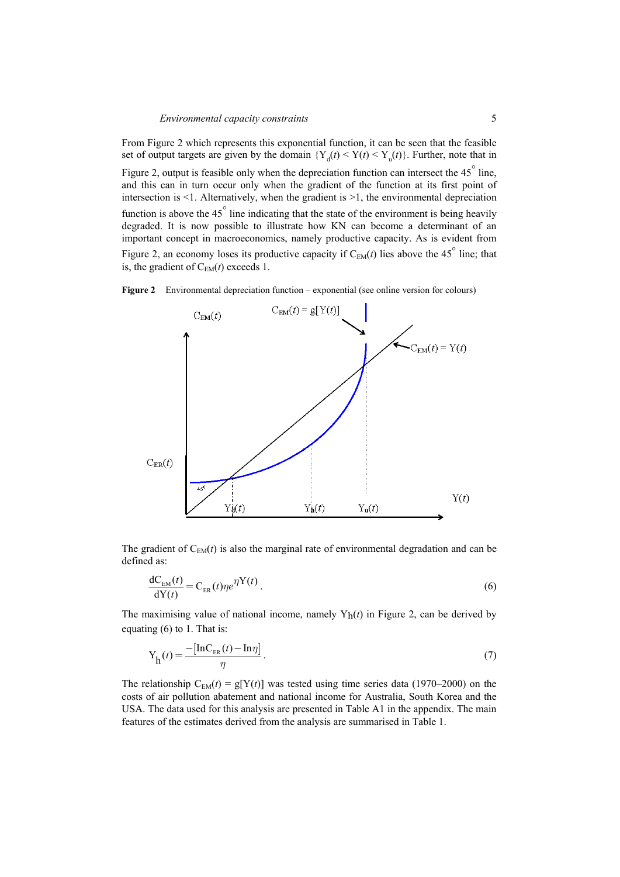From Figure 2 which represents this exponential function, it can be seen that the feasible set of output targets are given by the domain $\{Y_d(t) < Y(t) < Y_u(t)\}$. Further, note that in Figure 2, output is feasible only when the depreciation function can intersect the 45° line, and this can in turn occur only when the gradient of the function at its first point of intersection is <1. Alternatively, when the gradient is >1, the environmental depreciation function is above the 45° line indicating that the state of the environment is being heavily degraded. It is now possible to illustrate how KN can become a determinant of an important concept in macroeconomics, namely productive capacity. As is evident from Figure 2, an economy loses its productive capacity if $C_{EM}(t)$ lies above the 45° line; that is, the gradient of $C_{EM}(t)$ exceeds 1.

**Figure 2** Environmental depreciation function – exponential (see online version for colours)

The gradient of $C_{EM}(t)$ is also the marginal rate of environmental degradation and can be defined as:

$$\frac{dC_{EM}(t)}{dY(t)} = C_{ER}(t)\eta e^{\eta Y(t)}. \tag{6}$$

The maximising value of national income, namely $Y_h(t)$ in Figure 2, can be derived by equating (6) to 1. That is:

$$Y_h(t) = \frac{-[\ln C_{ER}(t) - \ln \eta]}{\eta}. \tag{7}$$

The relationship $C_{EM}(t) = g[Y(t)]$ was tested using time series data (1970–2000) on the costs of air pollution abatement and national income for Australia, South Korea and the USA. The data used for this analysis are presented in Table A1 in the appendix. The main features of the estimates derived from the analysis are summarised in Table 1.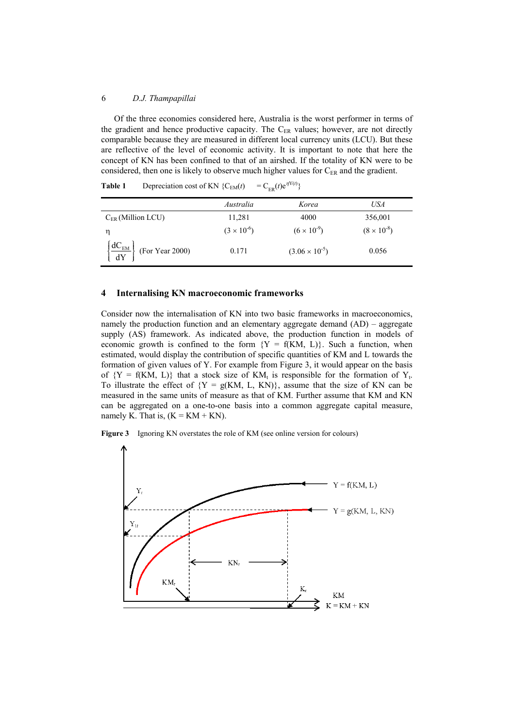Of the three economies considered here, Australia is the worst performer in terms of the gradient and hence productive capacity. The $C_{ER}$ values; however, are not directly comparable because they are measured in different local currency units (LCU). But these are reflective of the level of economic activity. It is important to note that here the concept of KN has been confined to that of an airshed. If the totality of KN were to be considered, then one is likely to observe much higher values for $C_{ER}$ and the gradient.

**Table 1** Depreciation cost of KN $\{C_{EM}(t) = C_{ER}(t)e^{\eta Y(t)}\}$

| | *Australia* | *Korea* | *USA* |
|---|---|---|---|
| $C_{ER}$ (Million LCU) | 11,281 | 4000 | 356,001 |
| $\eta$ | $(3 \times 10^{-6})$ | $(6 \times 10^{-9})$ | $(8 \times 10^{-8})$ |
| $\left\{\frac{dC_{EM}}{dY}\right\}$ (For Year 2000) | 0.171 | $(3.06 \times 10^{-5})$ | 0.056 |

## 4 Internalising KN macroeconomic frameworks

Consider now the internalisation of KN into two basic frameworks in macroeconomics, namely the production function and an elementary aggregate demand (AD) – aggregate supply (AS) framework. As indicated above, the production function in models of economic growth is confined to the form $\{Y = f(KM, L)\}$. Such a function, when estimated, would display the contribution of specific quantities of KM and L towards the formation of given values of Y. For example from Figure 3, it would appear on the basis of $\{Y = f(KM, L)\}$ that a stock size of $KM_t$ is responsible for the formation of $Y_t$. To illustrate the effect of $\{Y = g(KM, L, KN)\}$, assume that the size of KN can be measured in the same units of measure as that of KM. Further assume that KM and KN can be aggregated on a one-to-one basis into a common aggregate capital measure, namely K. That is, $(K = KM + KN)$.

**Figure 3** Ignoring KN overstates the role of KM (see online version for colours)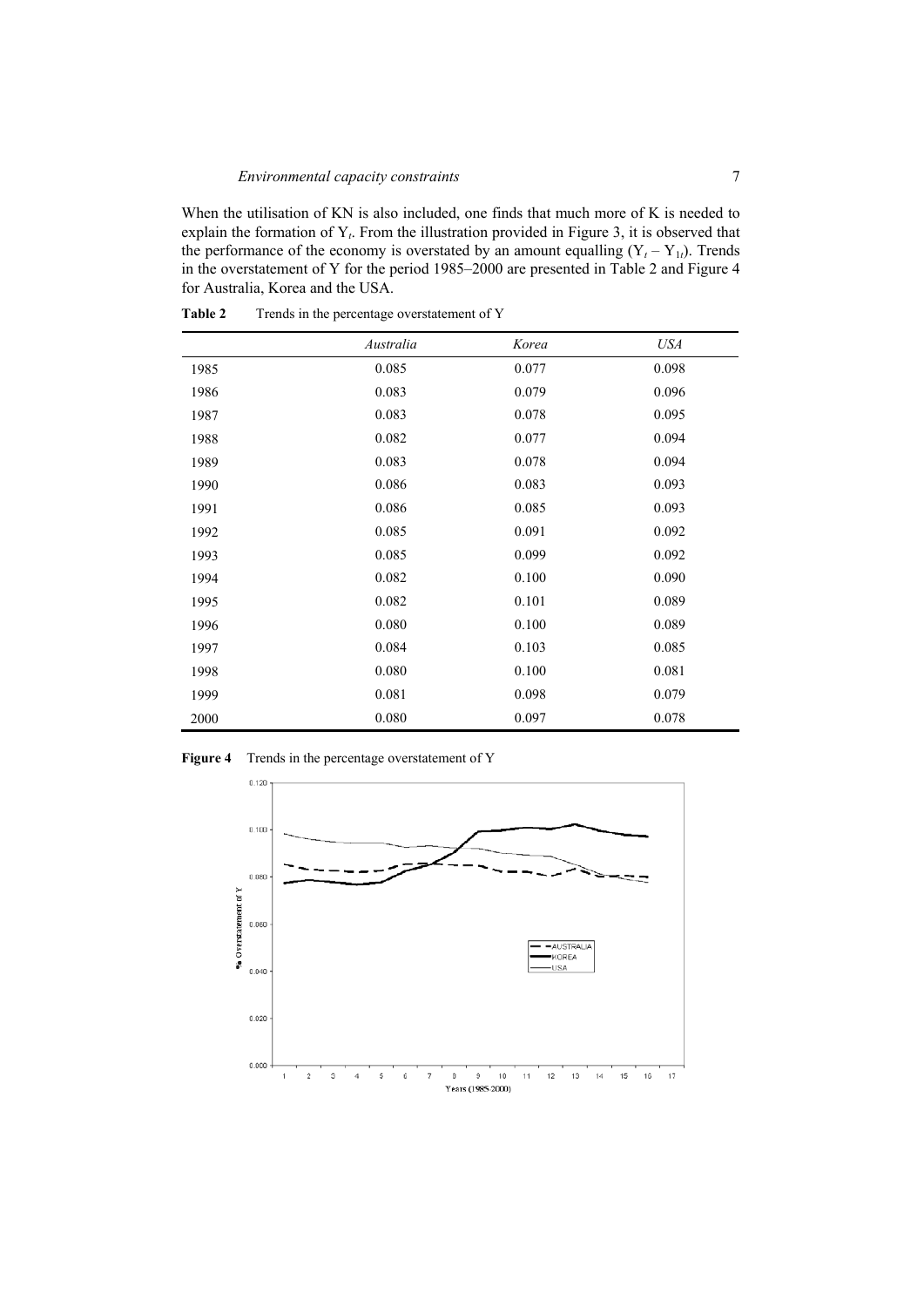When the utilisation of KN is also included, one finds that much more of K is needed to explain the formation of $Y_t$. From the illustration provided in Figure 3, it is observed that the performance of the economy is overstated by an amount equalling $(Y_t - Y_{1t})$. Trends in the overstatement of Y for the period 1985–2000 are presented in Table 2 and Figure 4 for Australia, Korea and the USA.

**Table 2** Trends in the percentage overstatement of Y

| | *Australia* | *Korea* | *USA* |
|---|---|---|---|
| 1985 | 0.085 | 0.077 | 0.098 |
| 1986 | 0.083 | 0.079 | 0.096 |
| 1987 | 0.083 | 0.078 | 0.095 |
| 1988 | 0.082 | 0.077 | 0.094 |
| 1989 | 0.083 | 0.078 | 0.094 |
| 1990 | 0.086 | 0.083 | 0.093 |
| 1991 | 0.086 | 0.085 | 0.093 |
| 1992 | 0.085 | 0.091 | 0.092 |
| 1993 | 0.085 | 0.099 | 0.092 |
| 1994 | 0.082 | 0.100 | 0.090 |
| 1995 | 0.082 | 0.101 | 0.089 |
| 1996 | 0.080 | 0.100 | 0.089 |
| 1997 | 0.084 | 0.103 | 0.085 |
| 1998 | 0.080 | 0.100 | 0.081 |
| 1999 | 0.081 | 0.098 | 0.079 |
| 2000 | 0.080 | 0.097 | 0.078 |

**Figure 4** Trends in the percentage overstatement of Y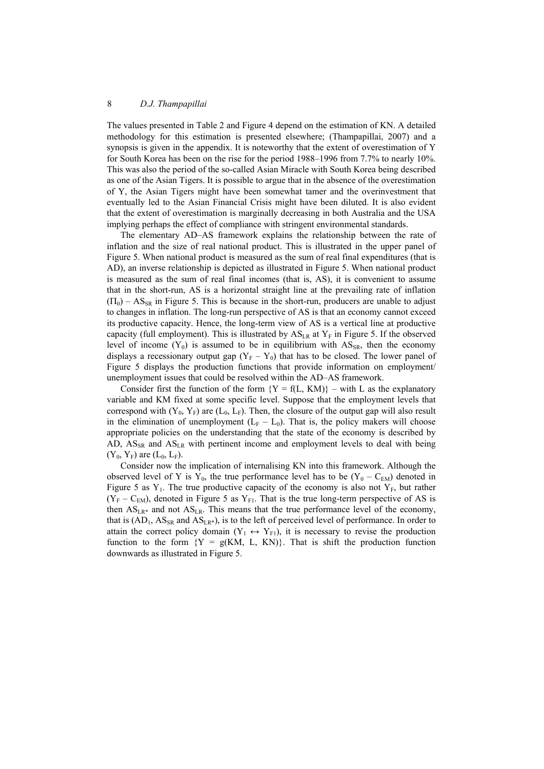The values presented in Table 2 and Figure 4 depend on the estimation of KN. A detailed methodology for this estimation is presented elsewhere; (Thampapillai, 2007) and a synopsis is given in the appendix. It is noteworthy that the extent of overestimation of Y for South Korea has been on the rise for the period 1988–1996 from 7.7% to nearly 10%. This was also the period of the so-called Asian Miracle with South Korea being described as one of the Asian Tigers. It is possible to argue that in the absence of the overestimation of Y, the Asian Tigers might have been somewhat tamer and the overinvestment that eventually led to the Asian Financial Crisis might have been diluted. It is also evident that the extent of overestimation is marginally decreasing in both Australia and the USA implying perhaps the effect of compliance with stringent environmental standards.

The elementary AD–AS framework explains the relationship between the rate of inflation and the size of real national product. This is illustrated in the upper panel of Figure 5. When national product is measured as the sum of real final expenditures (that is AD), an inverse relationship is depicted as illustrated in Figure 5. When national product is measured as the sum of real final incomes (that is, AS), it is convenient to assume that in the short-run, AS is a horizontal straight line at the prevailing rate of inflation ($\Pi_0$) – $AS_{SR}$ in Figure 5. This is because in the short-run, producers are unable to adjust to changes in inflation. The long-run perspective of AS is that an economy cannot exceed its productive capacity. Hence, the long-term view of AS is a vertical line at productive capacity (full employment). This is illustrated by $AS_{LR}$ at $Y_F$ in Figure 5. If the observed level of income ($Y_0$) is assumed to be in equilibrium with $AS_{SR}$, then the economy displays a recessionary output gap ($Y_F - Y_0$) that has to be closed. The lower panel of Figure 5 displays the production functions that provide information on employment/ unemployment issues that could be resolved within the AD–AS framework.

Consider first the function of the form $\{Y = f(L, KM)\}$ – with L as the explanatory variable and KM fixed at some specific level. Suppose that the employment levels that correspond with ($Y_0$, $Y_F$) are ($L_0$, $L_F$). Then, the closure of the output gap will also result in the elimination of unemployment ($L_F - L_0$). That is, the policy makers will choose appropriate policies on the understanding that the state of the economy is described by AD, $AS_{SR}$ and $AS_{LR}$ with pertinent income and employment levels to deal with being ($Y_0$, $Y_F$) are ($L_0$, $L_F$).

Consider now the implication of internalising KN into this framework. Although the observed level of Y is $Y_0$, the true performance level has to be ($Y_0 - C_{EM}$) denoted in Figure 5 as $Y_1$. The true productive capacity of the economy is also not $Y_F$, but rather ($Y_F - C_{EM}$), denoted in Figure 5 as $Y_{F1}$. That is the true long-term perspective of AS is then $AS_{LR*}$ and not $AS_{LR}$. This means that the true performance level of the economy, that is ($AD_1$, $AS_{SR}$ and $AS_{LR*}$), is to the left of perceived level of performance. In order to attain the correct policy domain ($Y_1 \leftrightarrow Y_{F1}$), it is necessary to revise the production function to the form $\{Y = g(KM, L, KN)\}$. That is shift the production function downwards as illustrated in Figure 5.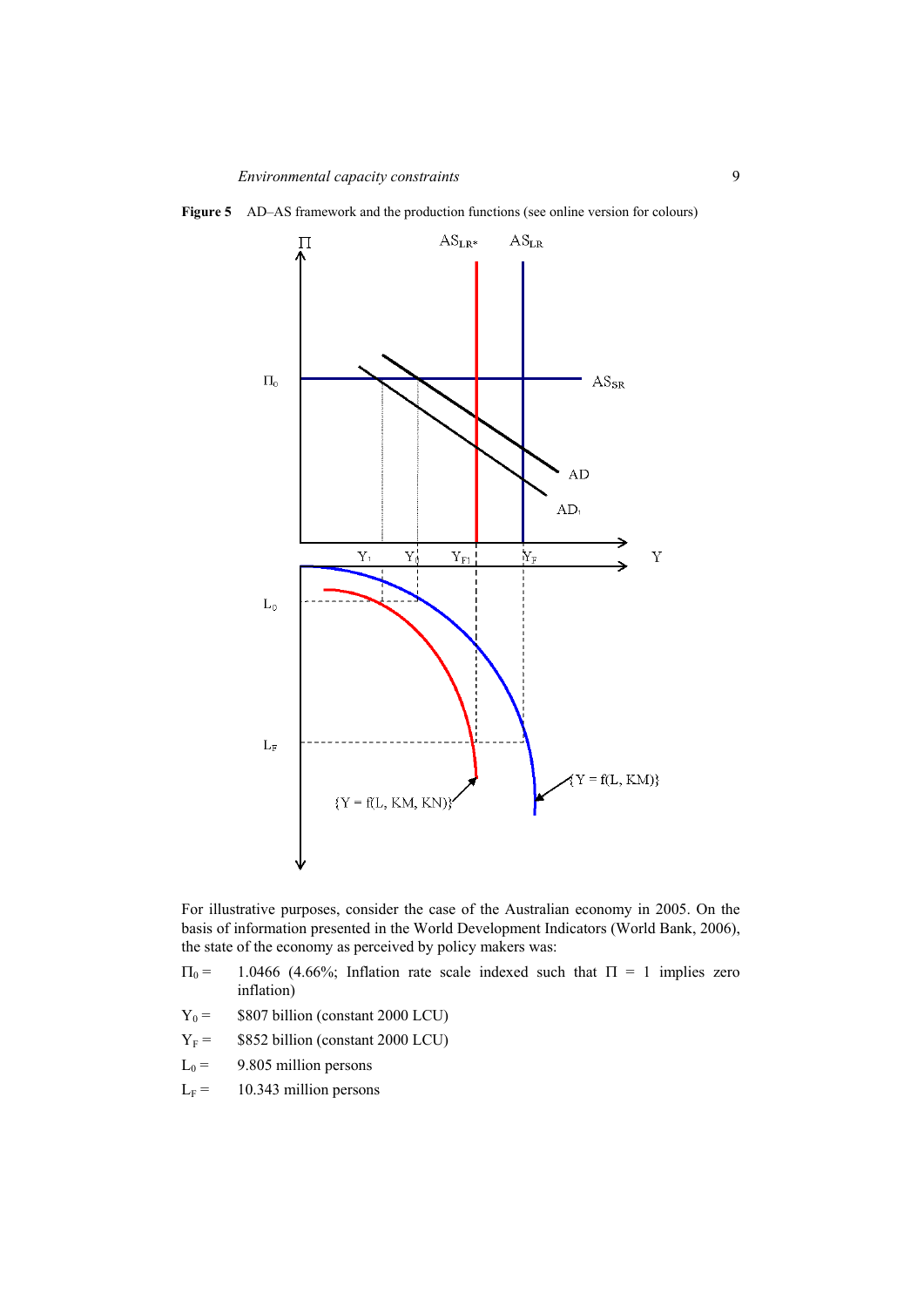**Figure 5** AD–AS framework and the production functions (see online version for colours)

For illustrative purposes, consider the case of the Australian economy in 2005. On the basis of information presented in the World Development Indicators (World Bank, 2006), the state of the economy as perceived by policy makers was:

- $\Pi_0 =$ 1.0466 (4.66%; Inflation rate scale indexed such that $\Pi = 1$ implies zero inflation)
- $Y_0 =$ \$807 billion (constant 2000 LCU)
- $Y_F =$ \$852 billion (constant 2000 LCU)
- $L_0 =$ 9.805 million persons
- $L_F =$ 10.343 million persons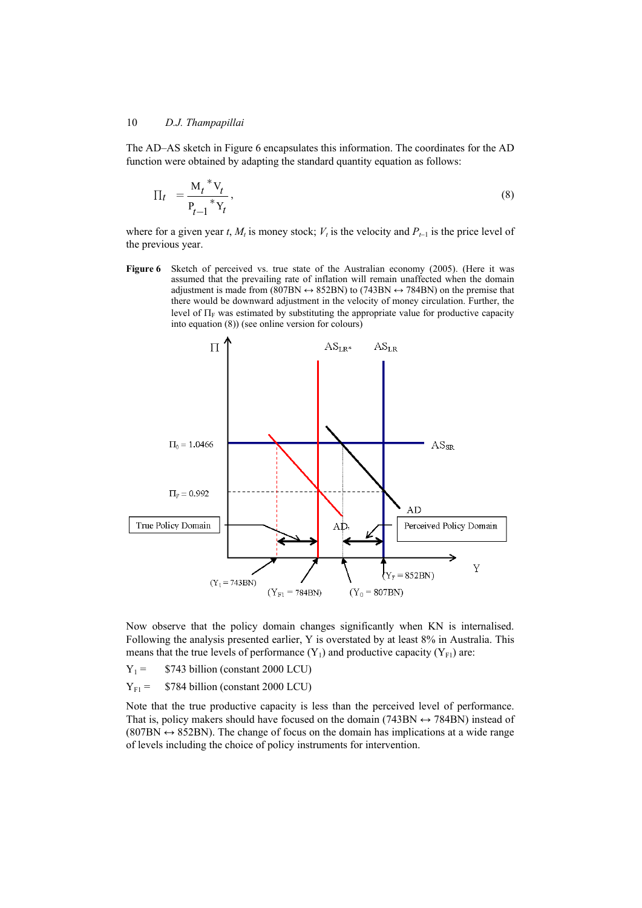The AD–AS sketch in Figure 6 encapsulates this information. The coordinates for the AD function were obtained by adapting the standard quantity equation as follows:

$$\Pi_t = \frac{M_t{}^* V_t}{P_{t-1}{}^* Y_t}, \tag{8}$$

where for a given year $t$, $M_t$ is money stock; $V_t$ is the velocity and $P_{t-1}$ is the price level of the previous year.

**Figure 6** Sketch of perceived vs. true state of the Australian economy (2005). (Here it was assumed that the prevailing rate of inflation will remain unaffected when the domain adjustment is made from (807BN ↔ 852BN) to (743BN ↔ 784BN) on the premise that there would be downward adjustment in the velocity of money circulation. Further, the level of $\Pi_F$ was estimated by substituting the appropriate value for productive capacity into equation (8)) (see online version for colours)

Now observe that the policy domain changes significantly when KN is internalised. Following the analysis presented earlier, Y is overstated by at least 8% in Australia. This means that the true levels of performance ($Y_1$) and productive capacity ($Y_{F1}$) are:

$Y_1 =$ \$743 billion (constant 2000 LCU)

$Y_{F1} =$ \$784 billion (constant 2000 LCU)

Note that the true productive capacity is less than the perceived level of performance. That is, policy makers should have focused on the domain (743BN ↔ 784BN) instead of (807BN ↔ 852BN). The change of focus on the domain has implications at a wide range of levels including the choice of policy instruments for intervention.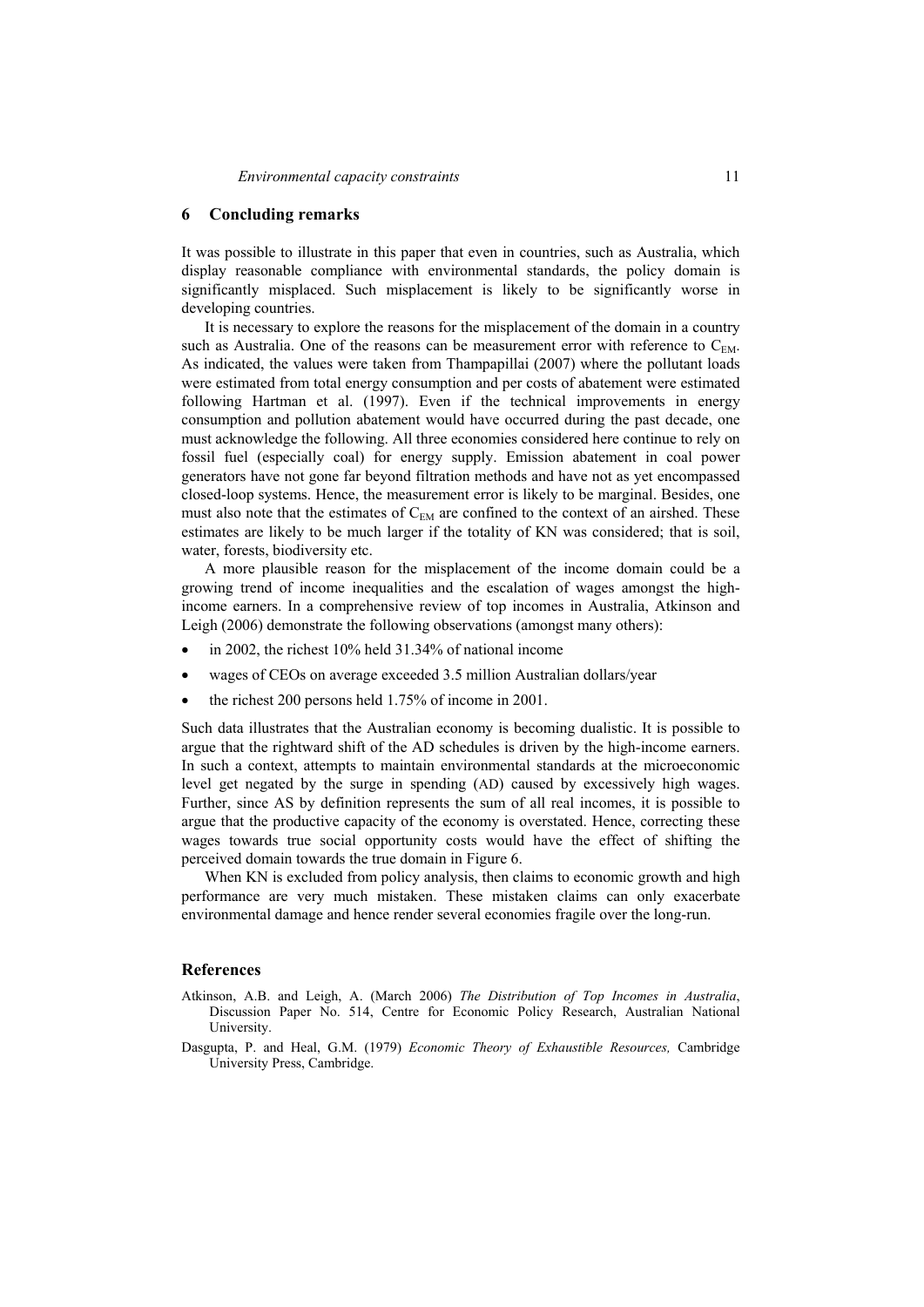## 6 Concluding remarks

It was possible to illustrate in this paper that even in countries, such as Australia, which display reasonable compliance with environmental standards, the policy domain is significantly misplaced. Such misplacement is likely to be significantly worse in developing countries.

It is necessary to explore the reasons for the misplacement of the domain in a country such as Australia. One of the reasons can be measurement error with reference to $C_{EM}$. As indicated, the values were taken from Thampapillai (2007) where the pollutant loads were estimated from total energy consumption and per costs of abatement were estimated following Hartman et al. (1997). Even if the technical improvements in energy consumption and pollution abatement would have occurred during the past decade, one must acknowledge the following. All three economies considered here continue to rely on fossil fuel (especially coal) for energy supply. Emission abatement in coal power generators have not gone far beyond filtration methods and have not as yet encompassed closed-loop systems. Hence, the measurement error is likely to be marginal. Besides, one must also note that the estimates of $C_{EM}$ are confined to the context of an airshed. These estimates are likely to be much larger if the totality of KN was considered; that is soil, water, forests, biodiversity etc.

A more plausible reason for the misplacement of the income domain could be a growing trend of income inequalities and the escalation of wages amongst the high-income earners. In a comprehensive review of top incomes in Australia, Atkinson and Leigh (2006) demonstrate the following observations (amongst many others):

- in 2002, the richest 10% held 31.34% of national income
- wages of CEOs on average exceeded 3.5 million Australian dollars/year
- the richest 200 persons held 1.75% of income in 2001.

Such data illustrates that the Australian economy is becoming dualistic. It is possible to argue that the rightward shift of the AD schedules is driven by the high-income earners. In such a context, attempts to maintain environmental standards at the microeconomic level get negated by the surge in spending (AD) caused by excessively high wages. Further, since AS by definition represents the sum of all real incomes, it is possible to argue that the productive capacity of the economy is overstated. Hence, correcting these wages towards true social opportunity costs would have the effect of shifting the perceived domain towards the true domain in Figure 6.

When KN is excluded from policy analysis, then claims to economic growth and high performance are very much mistaken. These mistaken claims can only exacerbate environmental damage and hence render several economies fragile over the long-run.

## References

Atkinson, A.B. and Leigh, A. (March 2006) *The Distribution of Top Incomes in Australia*, Discussion Paper No. 514, Centre for Economic Policy Research, Australian National University.

Dasgupta, P. and Heal, G.M. (1979) *Economic Theory of Exhaustible Resources,* Cambridge University Press, Cambridge.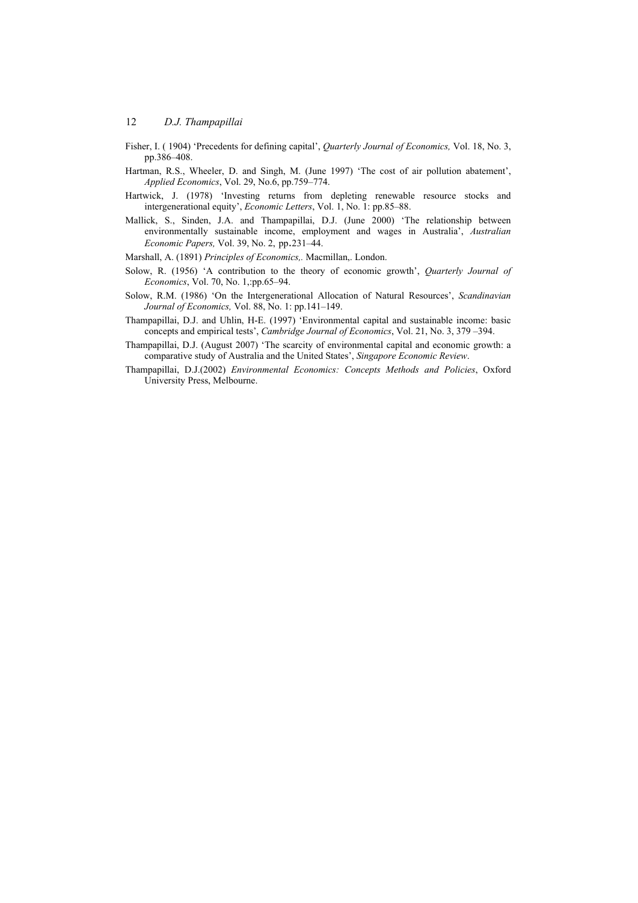Fisher, I. ( 1904) 'Precedents for defining capital', *Quarterly Journal of Economics,* Vol. 18, No. 3, pp.386–408.

Hartman, R.S., Wheeler, D. and Singh, M. (June 1997) 'The cost of air pollution abatement', *Applied Economics*, Vol. 29, No.6, pp.759–774.

Hartwick, J. (1978) 'Investing returns from depleting renewable resource stocks and intergenerational equity', *Economic Letters*, Vol. 1, No. 1: pp.85–88.

Mallick, S., Sinden, J.A. and Thampapillai, D.J. (June 2000) 'The relationship between environmentally sustainable income, employment and wages in Australia', *Australian Economic Papers,* Vol. 39, No. 2, pp.231–44.

Marshall, A. (1891) *Principles of Economics,.* Macmillan,. London.

Solow, R. (1956) 'A contribution to the theory of economic growth', *Quarterly Journal of Economics*, Vol. 70, No. 1,:pp.65–94.

Solow, R.M. (1986) 'On the Intergenerational Allocation of Natural Resources', *Scandinavian Journal of Economics,* Vol. 88, No. 1: pp.141–149.

Thampapillai, D.J. and Uhlin, H-E. (1997) 'Environmental capital and sustainable income: basic concepts and empirical tests', *Cambridge Journal of Economics*, Vol. 21, No. 3, 379 –394.

Thampapillai, D.J. (August 2007) 'The scarcity of environmental capital and economic growth: a comparative study of Australia and the United States', *Singapore Economic Review*.

Thampapillai, D.J.(2002) *Environmental Economics: Concepts Methods and Policies*, Oxford University Press, Melbourne.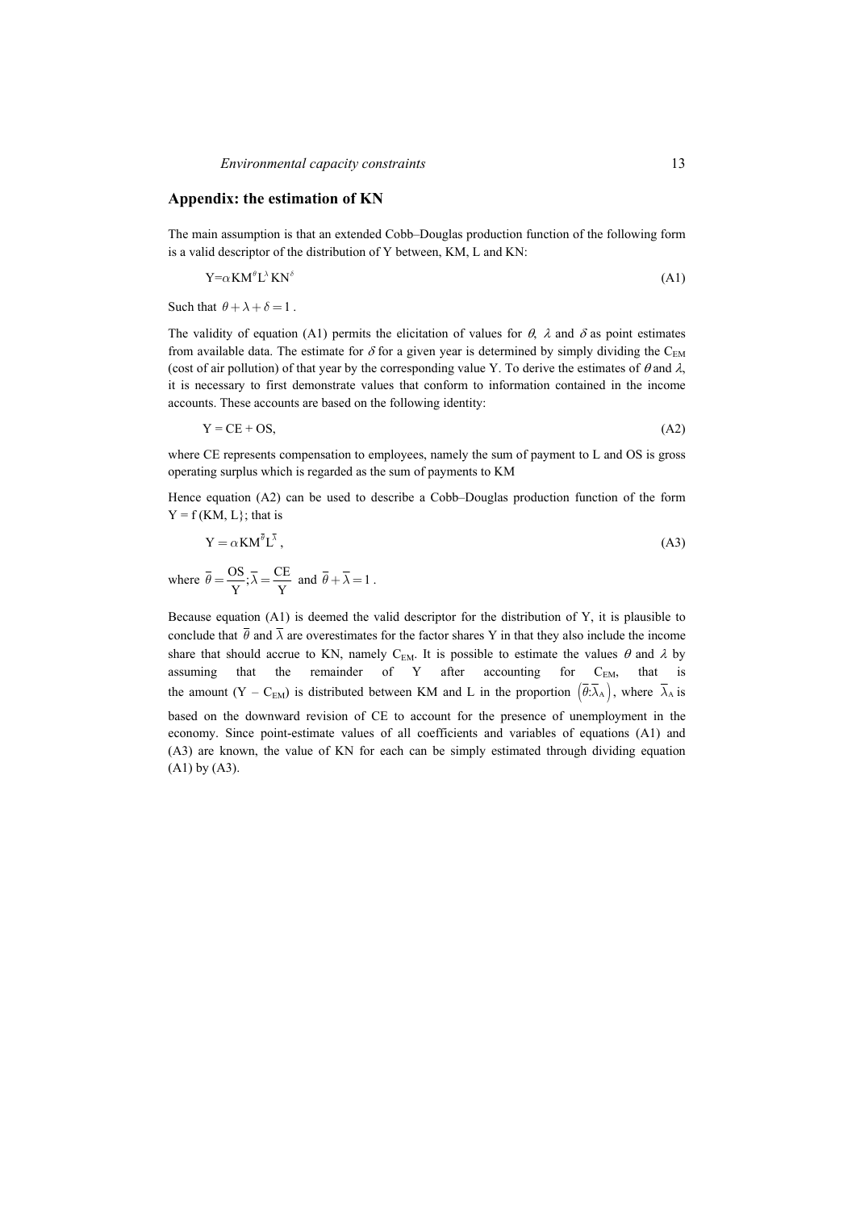## Appendix: the estimation of KN

The main assumption is that an extended Cobb–Douglas production function of the following form is a valid descriptor of the distribution of Y between, KM, L and KN:

$$Y=\alpha KM^{\theta} L^{\lambda} KN^{\delta} \tag{A1}$$

Such that $\theta+\lambda+\delta=1$.

The validity of equation (A1) permits the elicitation of values for $\theta$, $\lambda$ and $\delta$ as point estimates from available data. The estimate for $\delta$ for a given year is determined by simply dividing the $C_{EM}$ (cost of air pollution) of that year by the corresponding value Y. To derive the estimates of $\theta$ and $\lambda$, it is necessary to first demonstrate values that conform to information contained in the income accounts. These accounts are based on the following identity:

$$Y = CE + OS, \tag{A2}$$

where CE represents compensation to employees, namely the sum of payment to L and OS is gross operating surplus which is regarded as the sum of payments to KM

Hence equation (A2) can be used to describe a Cobb–Douglas production function of the form Y = f (KM, L}; that is

$$Y = \alpha KM^{\overline{\theta}} L^{\overline{\lambda}}, \tag{A3}$$

where $\overline{\theta}=\frac{OS}{Y}; \overline{\lambda}=\frac{CE}{Y}$ and $\overline{\theta}+\overline{\lambda}=1$.

Because equation (A1) is deemed the valid descriptor for the distribution of Y, it is plausible to conclude that $\overline{\theta}$ and $\overline{\lambda}$ are overestimates for the factor shares Y in that they also include the income share that should accrue to KN, namely $C_{EM}$. It is possible to estimate the values $\theta$ and $\lambda$ by assuming that the remainder of Y after accounting for $C_{EM}$, that is the amount $(Y - C_{EM})$ is distributed between KM and L in the proportion $\left(\overline{\theta}{:}\overline{\lambda}_A\right)$, where $\overline{\lambda}_A$ is based on the downward revision of CE to account for the presence of unemployment in the economy. Since point-estimate values of all coefficients and variables of equations (A1) and (A3) are known, the value of KN for each can be simply estimated through dividing equation (A1) by (A3).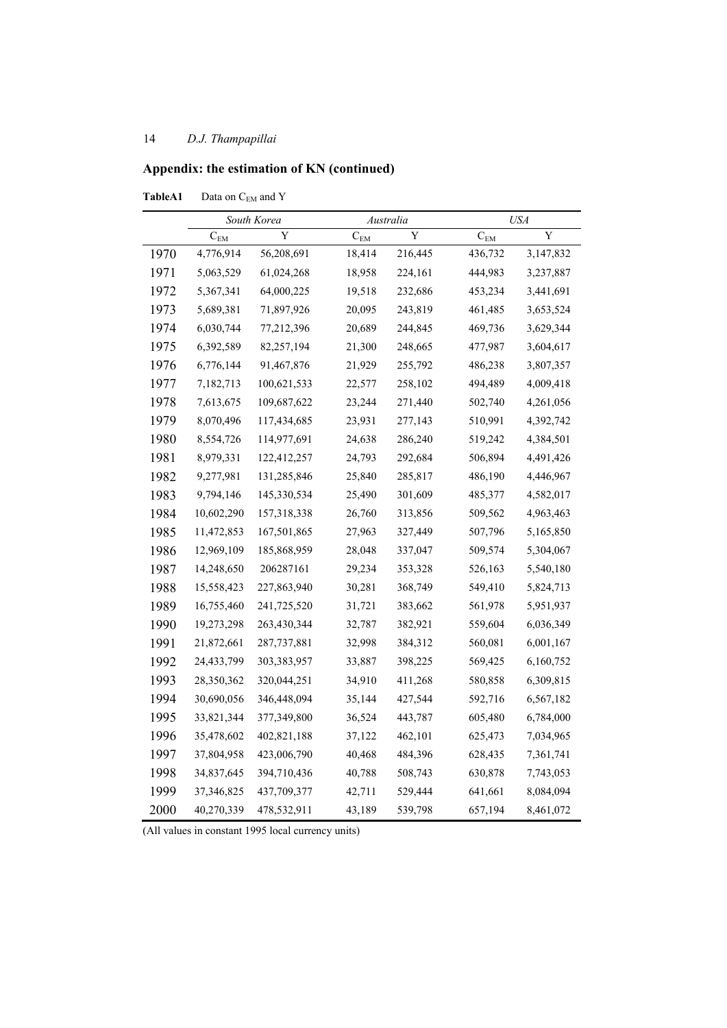## Appendix: the estimation of KN (continued)

**TableA1** Data on $C_{EM}$ and Y

| | *South Korea* | | *Australia* | | *USA* | |
|---|---|---|---|---|---|---|
| | $C_{EM}$ | Y | $C_{EM}$ | Y | $C_{EM}$ | Y |
| 1970 | 4,776,914 | 56,208,691 | 18,414 | 216,445 | 436,732 | 3,147,832 |
| 1971 | 5,063,529 | 61,024,268 | 18,958 | 224,161 | 444,983 | 3,237,887 |
| 1972 | 5,367,341 | 64,000,225 | 19,518 | 232,686 | 453,234 | 3,441,691 |
| 1973 | 5,689,381 | 71,897,926 | 20,095 | 243,819 | 461,485 | 3,653,524 |
| 1974 | 6,030,744 | 77,212,396 | 20,689 | 244,845 | 469,736 | 3,629,344 |
| 1975 | 6,392,589 | 82,257,194 | 21,300 | 248,665 | 477,987 | 3,604,617 |
| 1976 | 6,776,144 | 91,467,876 | 21,929 | 255,792 | 486,238 | 3,807,357 |
| 1977 | 7,182,713 | 100,621,533 | 22,577 | 258,102 | 494,489 | 4,009,418 |
| 1978 | 7,613,675 | 109,687,622 | 23,244 | 271,440 | 502,740 | 4,261,056 |
| 1979 | 8,070,496 | 117,434,685 | 23,931 | 277,143 | 510,991 | 4,392,742 |
| 1980 | 8,554,726 | 114,977,691 | 24,638 | 286,240 | 519,242 | 4,384,501 |
| 1981 | 8,979,331 | 122,412,257 | 24,793 | 292,684 | 506,894 | 4,491,426 |
| 1982 | 9,277,981 | 131,285,846 | 25,840 | 285,817 | 486,190 | 4,446,967 |
| 1983 | 9,794,146 | 145,330,534 | 25,490 | 301,609 | 485,377 | 4,582,017 |
| 1984 | 10,602,290 | 157,318,338 | 26,760 | 313,856 | 509,562 | 4,963,463 |
| 1985 | 11,472,853 | 167,501,865 | 27,963 | 327,449 | 507,796 | 5,165,850 |
| 1986 | 12,969,109 | 185,868,959 | 28,048 | 337,047 | 509,574 | 5,304,067 |
| 1987 | 14,248,650 | 206287161 | 29,234 | 353,328 | 526,163 | 5,540,180 |
| 1988 | 15,558,423 | 227,863,940 | 30,281 | 368,749 | 549,410 | 5,824,713 |
| 1989 | 16,755,460 | 241,725,520 | 31,721 | 383,662 | 561,978 | 5,951,937 |
| 1990 | 19,273,298 | 263,430,344 | 32,787 | 382,921 | 559,604 | 6,036,349 |
| 1991 | 21,872,661 | 287,737,881 | 32,998 | 384,312 | 560,081 | 6,001,167 |
| 1992 | 24,433,799 | 303,383,957 | 33,887 | 398,225 | 569,425 | 6,160,752 |
| 1993 | 28,350,362 | 320,044,251 | 34,910 | 411,268 | 580,858 | 6,309,815 |
| 1994 | 30,690,056 | 346,448,094 | 35,144 | 427,544 | 592,716 | 6,567,182 |
| 1995 | 33,821,344 | 377,349,800 | 36,524 | 443,787 | 605,480 | 6,784,000 |
| 1996 | 35,478,602 | 402,821,188 | 37,122 | 462,101 | 625,473 | 7,034,965 |
| 1997 | 37,804,958 | 423,006,790 | 40,468 | 484,396 | 628,435 | 7,361,741 |
| 1998 | 34,837,645 | 394,710,436 | 40,788 | 508,743 | 630,878 | 7,743,053 |
| 1999 | 37,346,825 | 437,709,377 | 42,711 | 529,444 | 641,661 | 8,084,094 |
| 2000 | 40,270,339 | 478,532,911 | 43,189 | 539,798 | 657,194 | 8,461,072 |

(All values in constant 1995 local currency units)